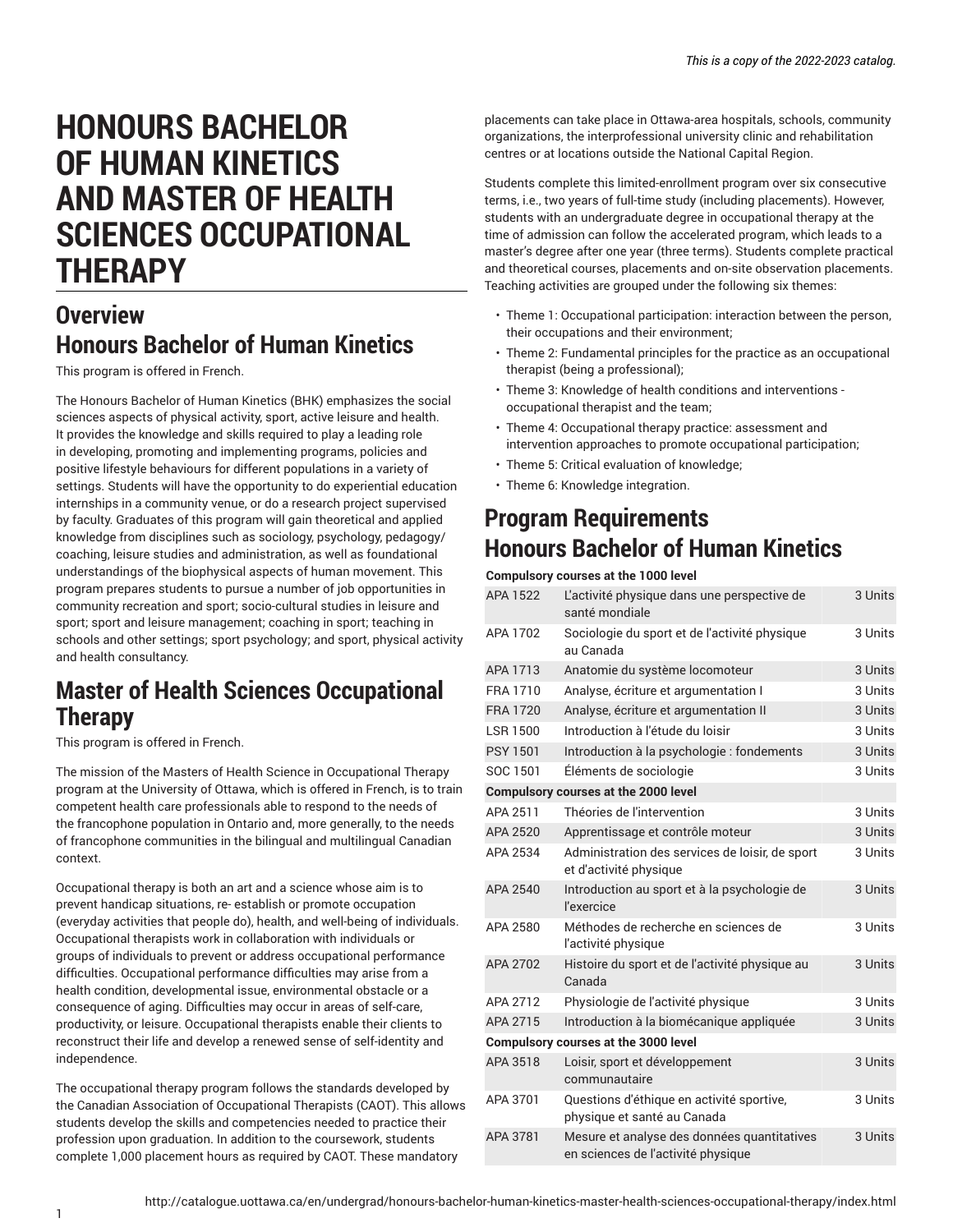# HONOURS BACHELOR OF HUMAN KINETICS AND MASTER OF HEALTH SCIENCES OCCUPATIONAL THERAPY

## Overview

## Honours Bachelor of Human Kinetics

This program is offered in French.

The Honours Bachelor of Human Kinetics (BHK) emphasizes the social sciences aspects of physical activity, sport, active leisure and health. It provides the knowledge and skills required to play a leading role in developing, promoting and implementing programs, policies and positive lifestyle behaviours for different populations in a variety of settings. Students will have the opportunity to do experiential education internships in a community venue, or do a research project supervised by faculty. Graduates of this program will gain theoretical and applied knowledge from disciplines such as sociology, psychology, pedagogy/coaching, leisure studies and administration, as well as foundational understandings of the biophysical aspects of human movement. This program prepares students to pursue a number of job opportunities in community recreation and sport; socio-cultural studies in leisure and sport; sport and leisure management; coaching in sport; teaching in schools and other settings; sport psychology; and sport, physical activity and health consultancy.

## Master of Health Sciences Occupational Therapy

This program is offered in French.

The mission of the Masters of Health Science in Occupational Therapy program at the University of Ottawa, which is offered in French, is to train competent health care professionals able to respond to the needs of the francophone population in Ontario and, more generally, to the needs of francophone communities in the bilingual and multilingual Canadian context.

Occupational therapy is both an art and a science whose aim is to prevent handicap situations, re- establish or promote occupation (everyday activities that people do), health, and well-being of individuals. Occupational therapists work in collaboration with individuals or groups of individuals to prevent or address occupational performance difficulties. Occupational performance difficulties may arise from a health condition, developmental issue, environmental obstacle or a consequence of aging. Difficulties may occur in areas of self-care, productivity, or leisure. Occupational therapists enable their clients to reconstruct their life and develop a renewed sense of self-identity and independence.

The occupational therapy program follows the standards developed by the Canadian Association of Occupational Therapists (CAOT). This allows students develop the skills and competencies needed to practice their profession upon graduation. In addition to the coursework, students complete 1,000 placement hours as required by CAOT. These mandatory placements can take place in Ottawa-area hospitals, schools, community organizations, the interprofessional university clinic and rehabilitation centres or at locations outside the National Capital Region.

Students complete this limited-enrollment program over six consecutive terms, i.e., two years of full-time study (including placements). However, students with an undergraduate degree in occupational therapy at the time of admission can follow the accelerated program, which leads to a master's degree after one year (three terms). Students complete practical and theoretical courses, placements and on-site observation placements. Teaching activities are grouped under the following six themes:

- Theme 1: Occupational participation: interaction between the person, their occupations and their environment;
- Theme 2: Fundamental principles for the practice as an occupational therapist (being a professional);
- Theme 3: Knowledge of health conditions and interventions - occupational therapist and the team;
- Theme 4: Occupational therapy practice: assessment and intervention approaches to promote occupational participation;
- Theme 5: Critical evaluation of knowledge;
- Theme 6: Knowledge integration.

## Program Requirements

## Honours Bachelor of Human Kinetics

| Code | Title | Units |
|---|---|---|
| **Compulsory courses at the 1000 level** | | |
| APA 1522 | L'activité physique dans une perspective de santé mondiale | 3 Units |
| APA 1702 | Sociologie du sport et de l'activité physique au Canada | 3 Units |
| APA 1713 | Anatomie du système locomoteur | 3 Units |
| FRA 1710 | Analyse, écriture et argumentation I | 3 Units |
| FRA 1720 | Analyse, écriture et argumentation II | 3 Units |
| LSR 1500 | Introduction à l'étude du loisir | 3 Units |
| PSY 1501 | Introduction à la psychologie : fondements | 3 Units |
| SOC 1501 | Éléments de sociologie | 3 Units |
| **Compulsory courses at the 2000 level** | | |
| APA 2511 | Théories de l'intervention | 3 Units |
| APA 2520 | Apprentissage et contrôle moteur | 3 Units |
| APA 2534 | Administration des services de loisir, de sport et d'activité physique | 3 Units |
| APA 2540 | Introduction au sport et à la psychologie de l'exercice | 3 Units |
| APA 2580 | Méthodes de recherche en sciences de l'activité physique | 3 Units |
| APA 2702 | Histoire du sport et de l'activité physique au Canada | 3 Units |
| APA 2712 | Physiologie de l'activité physique | 3 Units |
| APA 2715 | Introduction à la biomécanique appliquée | 3 Units |
| **Compulsory courses at the 3000 level** | | |
| APA 3518 | Loisir, sport et développement communautaire | 3 Units |
| APA 3701 | Questions d'éthique en activité sportive, physique et santé au Canada | 3 Units |
| APA 3781 | Mesure et analyse des données quantitatives en sciences de l'activité physique | 3 Units |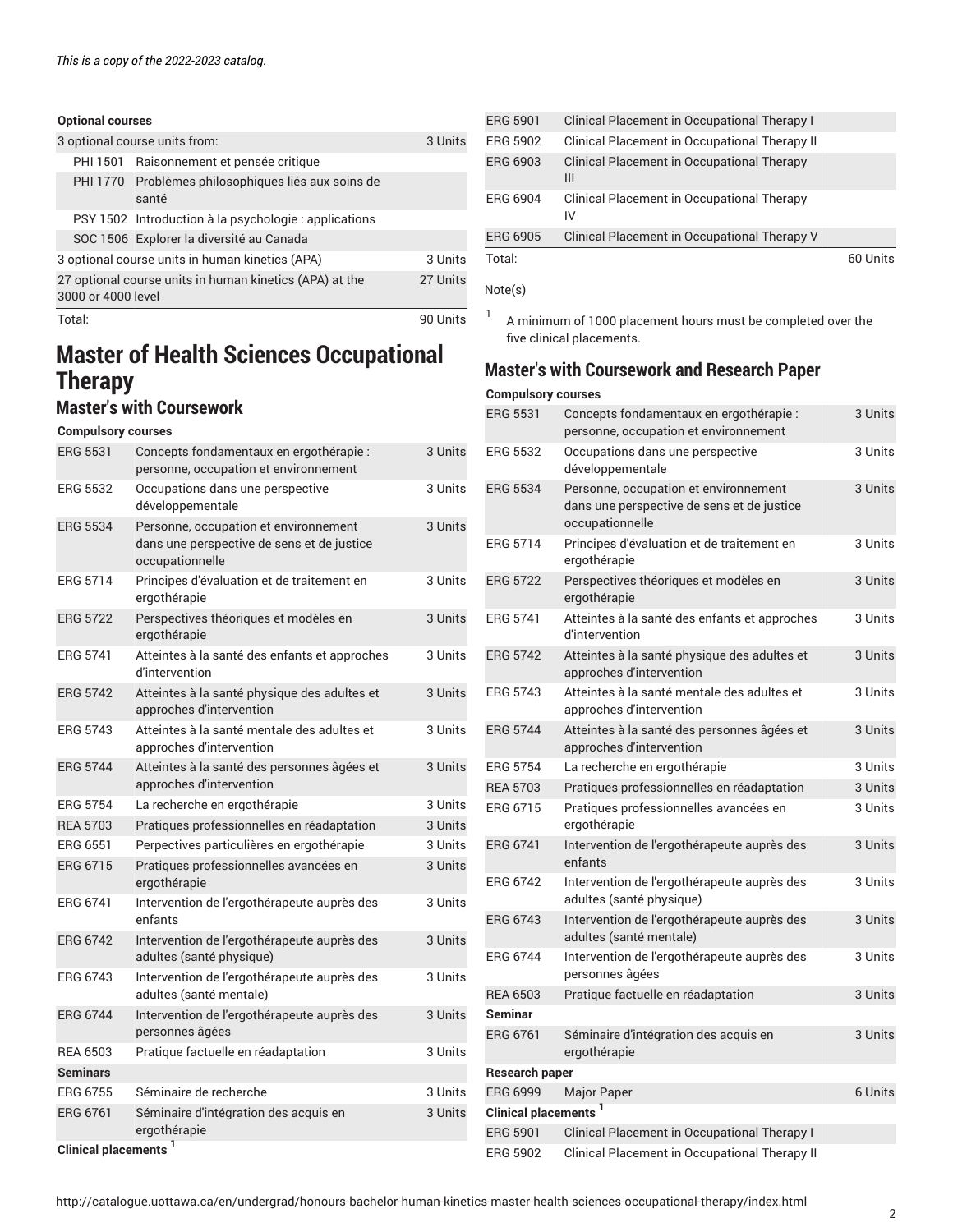**Optional courses**

| | | |
|---|---|---|
| 3 optional course units from: | | 3 Units |
| PHI 1501 | Raisonnement et pensée critique | |
| PHI 1770 | Problèmes philosophiques liés aux soins de santé | |
| PSY 1502 | Introduction à la psychologie : applications | |
| SOC 1506 | Explorer la diversité au Canada | |
| 3 optional course units in human kinetics (APA) | | 3 Units |
| 27 optional course units in human kinetics (APA) at the 3000 or 4000 level | | 27 Units |
| Total: | | 90 Units |

# Master of Health Sciences Occupational Therapy

## Master's with Coursework

| | | |
|---|---|---|
| **Compulsory courses** | | |
| ERG 5531 | Concepts fondamentaux en ergothérapie : personne, occupation et environnement | 3 Units |
| ERG 5532 | Occupations dans une perspective développementale | 3 Units |
| ERG 5534 | Personne, occupation et environnement dans une perspective de sens et de justice occupationnelle | 3 Units |
| ERG 5714 | Principes d'évaluation et de traitement en ergothérapie | 3 Units |
| ERG 5722 | Perspectives théoriques et modèles en ergothérapie | 3 Units |
| ERG 5741 | Atteintes à la santé des enfants et approches d'intervention | 3 Units |
| ERG 5742 | Atteintes à la santé physique des adultes et approches d'intervention | 3 Units |
| ERG 5743 | Atteintes à la santé mentale des adultes et approches d'intervention | 3 Units |
| ERG 5744 | Atteintes à la santé des personnes âgées et approches d'intervention | 3 Units |
| ERG 5754 | La recherche en ergothérapie | 3 Units |
| REA 5703 | Pratiques professionnelles en réadaptation | 3 Units |
| ERG 6551 | Perpectives particulières en ergothérapie | 3 Units |
| ERG 6715 | Pratiques professionnelles avancées en ergothérapie | 3 Units |
| ERG 6741 | Intervention de l'ergothérapeute auprès des enfants | 3 Units |
| ERG 6742 | Intervention de l'ergothérapeute auprès des adultes (santé physique) | 3 Units |
| ERG 6743 | Intervention de l'ergothérapeute auprès des adultes (santé mentale) | 3 Units |
| ERG 6744 | Intervention de l'ergothérapeute auprès des personnes âgées | 3 Units |
| REA 6503 | Pratique factuelle en réadaptation | 3 Units |
| **Seminars** | | |
| ERG 6755 | Séminaire de recherche | 3 Units |
| ERG 6761 | Séminaire d'intégration des acquis en ergothérapie | 3 Units |
| **Clinical placements** [1] | | |
| ERG 5901 | Clinical Placement in Occupational Therapy I | |
| ERG 5902 | Clinical Placement in Occupational Therapy II | |
| ERG 6903 | Clinical Placement in Occupational Therapy III | |
| ERG 6904 | Clinical Placement in Occupational Therapy IV | |
| ERG 6905 | Clinical Placement in Occupational Therapy V | |
| Total: | | 60 Units |

Note(s)

[1] A minimum of 1000 placement hours must be completed over the five clinical placements.

## Master's with Coursework and Research Paper

| | | |
|---|---|---|
| **Compulsory courses** | | |
| ERG 5531 | Concepts fondamentaux en ergothérapie : personne, occupation et environnement | 3 Units |
| ERG 5532 | Occupations dans une perspective développementale | 3 Units |
| ERG 5534 | Personne, occupation et environnement dans une perspective de sens et de justice occupationnelle | 3 Units |
| ERG 5714 | Principes d'évaluation et de traitement en ergothérapie | 3 Units |
| ERG 5722 | Perspectives théoriques et modèles en ergothérapie | 3 Units |
| ERG 5741 | Atteintes à la santé des enfants et approches d'intervention | 3 Units |
| ERG 5742 | Atteintes à la santé physique des adultes et approches d'intervention | 3 Units |
| ERG 5743 | Atteintes à la santé mentale des adultes et approches d'intervention | 3 Units |
| ERG 5744 | Atteintes à la santé des personnes âgées et approches d'intervention | 3 Units |
| ERG 5754 | La recherche en ergothérapie | 3 Units |
| REA 5703 | Pratiques professionnelles en réadaptation | 3 Units |
| ERG 6715 | Pratiques professionnelles avancées en ergothérapie | 3 Units |
| ERG 6741 | Intervention de l'ergothérapeute auprès des enfants | 3 Units |
| ERG 6742 | Intervention de l'ergothérapeute auprès des adultes (santé physique) | 3 Units |
| ERG 6743 | Intervention de l'ergothérapeute auprès des adultes (santé mentale) | 3 Units |
| ERG 6744 | Intervention de l'ergothérapeute auprès des personnes âgées | 3 Units |
| REA 6503 | Pratique factuelle en réadaptation | 3 Units |
| **Seminar** | | |
| ERG 6761 | Séminaire d'intégration des acquis en ergothérapie | 3 Units |
| **Research paper** | | |
| ERG 6999 | Major Paper | 6 Units |
| **Clinical placements** [1] | | |
| ERG 5901 | Clinical Placement in Occupational Therapy I | |
| ERG 5902 | Clinical Placement in Occupational Therapy II | |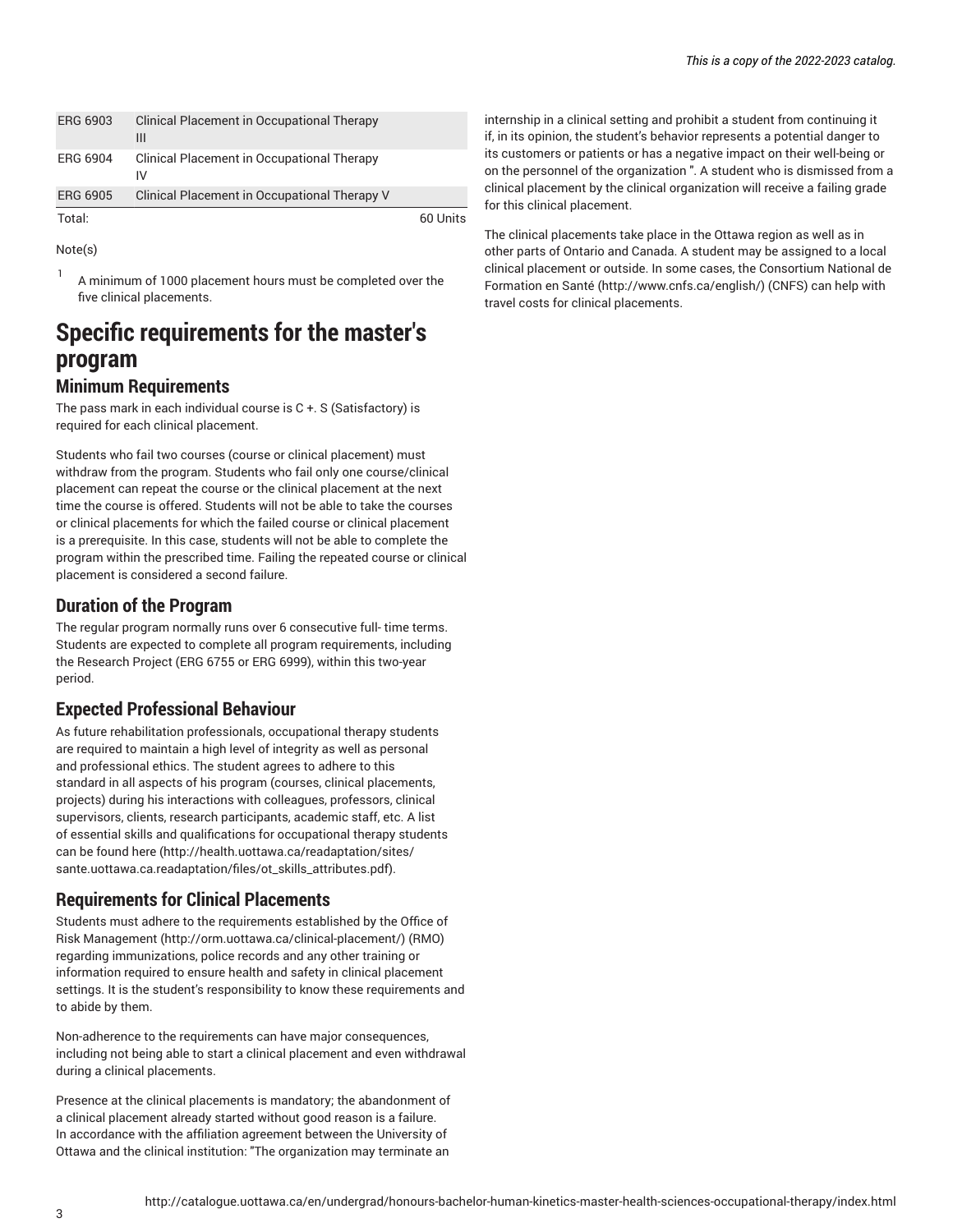| | | |
|---|---|---|
| ERG 6903 | Clinical Placement in Occupational Therapy III | |
| ERG 6904 | Clinical Placement in Occupational Therapy IV | |
| ERG 6905 | Clinical Placement in Occupational Therapy V | |
| Total: | | 60 Units |

Note(s)

1. A minimum of 1000 placement hours must be completed over the five clinical placements.

# Specific requirements for the master's program

## Minimum Requirements

The pass mark in each individual course is C +. S (Satisfactory) is required for each clinical placement.

Students who fail two courses (course or clinical placement) must withdraw from the program. Students who fail only one course/clinical placement can repeat the course or the clinical placement at the next time the course is offered. Students will not be able to take the courses or clinical placements for which the failed course or clinical placement is a prerequisite. In this case, students will not be able to complete the program within the prescribed time. Failing the repeated course or clinical placement is considered a second failure.

## Duration of the Program

The regular program normally runs over 6 consecutive full- time terms. Students are expected to complete all program requirements, including the Research Project (ERG 6755 or ERG 6999), within this two-year period.

## Expected Professional Behaviour

As future rehabilitation professionals, occupational therapy students are required to maintain a high level of integrity as well as personal and professional ethics. The student agrees to adhere to this standard in all aspects of his program (courses, clinical placements, projects) during his interactions with colleagues, professors, clinical supervisors, clients, research participants, academic staff, etc. A list of essential skills and qualifications for occupational therapy students can be found here (http://health.uottawa.ca/readaptation/sites/sante.uottawa.ca.readaptation/files/ot_skills_attributes.pdf).

## Requirements for Clinical Placements

Students must adhere to the requirements established by the Office of Risk Management (http://orm.uottawa.ca/clinical-placement/) (RMO) regarding immunizations, police records and any other training or information required to ensure health and safety in clinical placement settings. It is the student's responsibility to know these requirements and to abide by them.

Non-adherence to the requirements can have major consequences, including not being able to start a clinical placement and even withdrawal during a clinical placements.

Presence at the clinical placements is mandatory; the abandonment of a clinical placement already started without good reason is a failure. In accordance with the affiliation agreement between the University of Ottawa and the clinical institution: "The organization may terminate an internship in a clinical setting and prohibit a student from continuing it if, in its opinion, the student's behavior represents a potential danger to its customers or patients or has a negative impact on their well-being or on the personnel of the organization ". A student who is dismissed from a clinical placement by the clinical organization will receive a failing grade for this clinical placement.

The clinical placements take place in the Ottawa region as well as in other parts of Ontario and Canada. A student may be assigned to a local clinical placement or outside. In some cases, the Consortium National de Formation en Santé (http://www.cnfs.ca/english/) (CNFS) can help with travel costs for clinical placements.